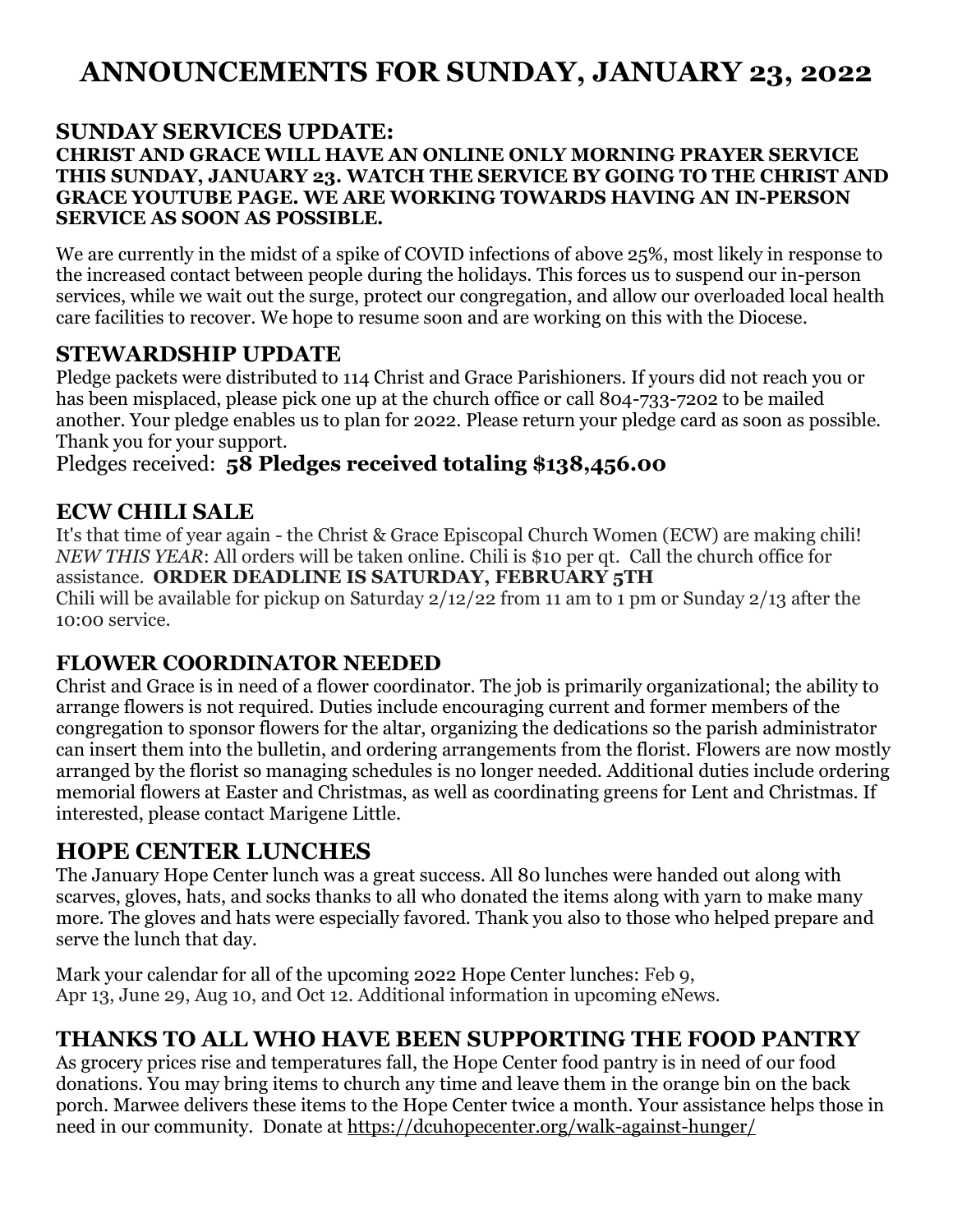# ANNOUNCEMENTS FOR SUNDAY, JANUARY 23, 2022

## SUNDAY SERVICES UPDATE:

**CHRIST AND GRACE WILL HAVE AN ONLINE ONLY MORNING PRAYER SERVICE THIS SUNDAY, JANUARY 23. WATCH THE SERVICE BY GOING TO THE CHRIST AND GRACE YOUTUBE PAGE. WE ARE WORKING TOWARDS HAVING AN IN-PERSON SERVICE AS SOON AS POSSIBLE.**

We are currently in the midst of a spike of COVID infections of above 25%, most likely in response to the increased contact between people during the holidays. This forces us to suspend our in-person services, while we wait out the surge, protect our congregation, and allow our overloaded local health care facilities to recover. We hope to resume soon and are working on this with the Diocese.

## STEWARDSHIP UPDATE

Pledge packets were distributed to 114 Christ and Grace Parishioners. If yours did not reach you or has been misplaced, please pick one up at the church office or call 804-733-7202 to be mailed another. Your pledge enables us to plan for 2022. Please return your pledge card as soon as possible. Thank you for your support.

Pledges received: **58 Pledges received totaling $138,456.00**

## ECW CHILI SALE

It's that time of year again - the Christ & Grace Episcopal Church Women (ECW) are making chili! *NEW THIS YEAR*: All orders will be taken online. Chili is $10 per qt. Call the church office for assistance. **ORDER DEADLINE IS SATURDAY, FEBRUARY 5TH**

Chili will be available for pickup on Saturday 2/12/22 from 11 am to 1 pm or Sunday 2/13 after the 10:00 service.

## FLOWER COORDINATOR NEEDED

Christ and Grace is in need of a flower coordinator. The job is primarily organizational; the ability to arrange flowers is not required. Duties include encouraging current and former members of the congregation to sponsor flowers for the altar, organizing the dedications so the parish administrator can insert them into the bulletin, and ordering arrangements from the florist. Flowers are now mostly arranged by the florist so managing schedules is no longer needed. Additional duties include ordering memorial flowers at Easter and Christmas, as well as coordinating greens for Lent and Christmas. If interested, please contact Marigene Little.

## HOPE CENTER LUNCHES

The January Hope Center lunch was a great success. All 80 lunches were handed out along with scarves, gloves, hats, and socks thanks to all who donated the items along with yarn to make many more. The gloves and hats were especially favored. Thank you also to those who helped prepare and serve the lunch that day.

Mark your calendar for all of the upcoming 2022 Hope Center lunches: Feb 9, Apr 13, June 29, Aug 10, and Oct 12. Additional information in upcoming eNews.

## THANKS TO ALL WHO HAVE BEEN SUPPORTING THE FOOD PANTRY

As grocery prices rise and temperatures fall, the Hope Center food pantry is in need of our food donations. You may bring items to church any time and leave them in the orange bin on the back porch. Marwee delivers these items to the Hope Center twice a month. Your assistance helps those in need in our community. Donate at https://dcuhopecenter.org/walk-against-hunger/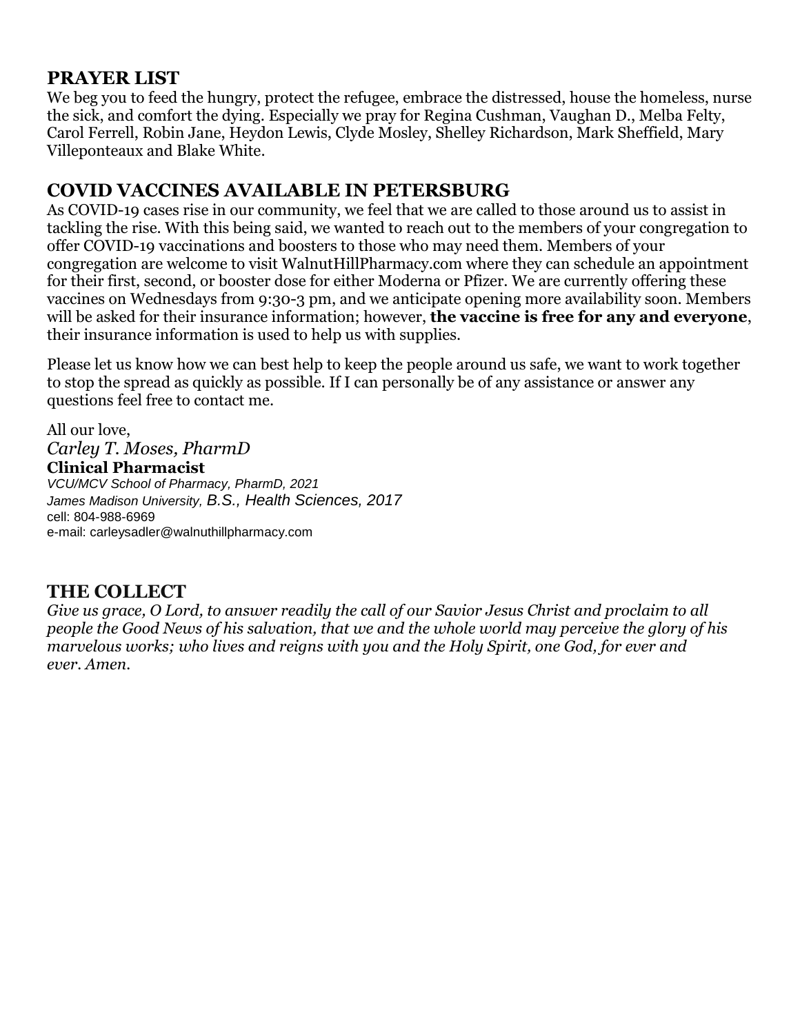## PRAYER LIST

We beg you to feed the hungry, protect the refugee, embrace the distressed, house the homeless, nurse the sick, and comfort the dying. Especially we pray for Regina Cushman, Vaughan D., Melba Felty, Carol Ferrell, Robin Jane, Heydon Lewis, Clyde Mosley, Shelley Richardson, Mark Sheffield, Mary Villeponteaux and Blake White.

## COVID VACCINES AVAILABLE IN PETERSBURG

As COVID-19 cases rise in our community, we feel that we are called to those around us to assist in tackling the rise. With this being said, we wanted to reach out to the members of your congregation to offer COVID-19 vaccinations and boosters to those who may need them. Members of your congregation are welcome to visit WalnutHillPharmacy.com where they can schedule an appointment for their first, second, or booster dose for either Moderna or Pfizer. We are currently offering these vaccines on Wednesdays from 9:30-3 pm, and we anticipate opening more availability soon. Members will be asked for their insurance information; however, **the vaccine is free for any and everyone**, their insurance information is used to help us with supplies.

Please let us know how we can best help to keep the people around us safe, we want to work together to stop the spread as quickly as possible. If I can personally be of any assistance or answer any questions feel free to contact me.

All our love,
*Carley T. Moses, PharmD*
**Clinical Pharmacist**
*VCU/MCV School of Pharmacy, PharmD, 2021*
*James Madison University, B.S., Health Sciences, 2017*
cell: 804-988-6969
e-mail: carleysadler@walnuthillpharmacy.com

## THE COLLECT

*Give us grace, O Lord, to answer readily the call of our Savior Jesus Christ and proclaim to all people the Good News of his salvation, that we and the whole world may perceive the glory of his marvelous works; who lives and reigns with you and the Holy Spirit, one God, for ever and ever. Amen.*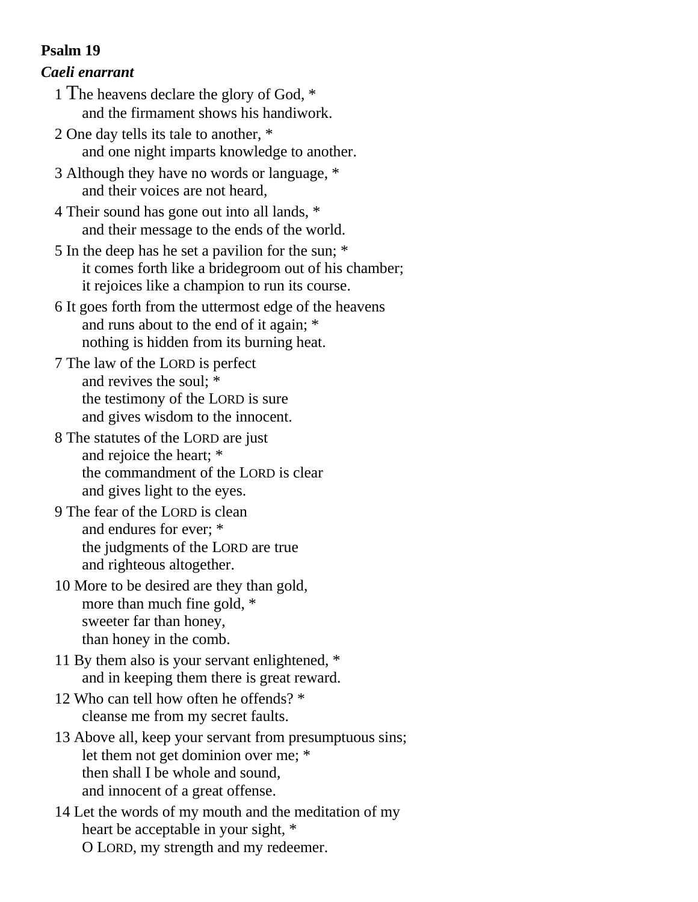**Psalm 19**

***Caeli enarrant***

1 The heavens declare the glory of God, *
    and the firmament shows his handiwork.

2 One day tells its tale to another, *
    and one night imparts knowledge to another.

3 Although they have no words or language, *
    and their voices are not heard,

4 Their sound has gone out into all lands, *
    and their message to the ends of the world.

5 In the deep has he set a pavilion for the sun; *
    it comes forth like a bridegroom out of his chamber;
    it rejoices like a champion to run its course.

6 It goes forth from the uttermost edge of the heavens
    and runs about to the end of it again; *
    nothing is hidden from its burning heat.

7 The law of the LORD is perfect
    and revives the soul; *
    the testimony of the LORD is sure
    and gives wisdom to the innocent.

8 The statutes of the LORD are just
    and rejoice the heart; *
    the commandment of the LORD is clear
    and gives light to the eyes.

9 The fear of the LORD is clean
    and endures for ever; *
    the judgments of the LORD are true
    and righteous altogether.

10 More to be desired are they than gold,
    more than much fine gold, *
    sweeter far than honey,
    than honey in the comb.

11 By them also is your servant enlightened, *
    and in keeping them there is great reward.

12 Who can tell how often he offends? *
    cleanse me from my secret faults.

13 Above all, keep your servant from presumptuous sins;
    let them not get dominion over me; *
    then shall I be whole and sound,
    and innocent of a great offense.

14 Let the words of my mouth and the meditation of my
    heart be acceptable in your sight, *
    O LORD, my strength and my redeemer.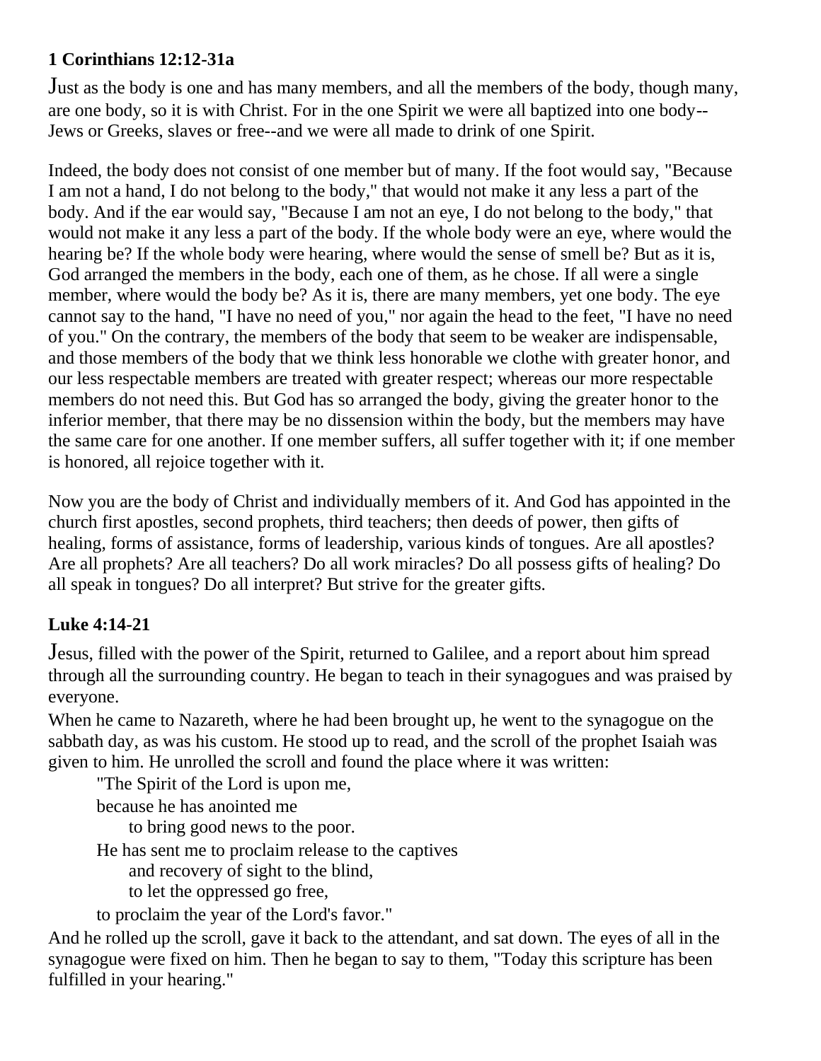**1 Corinthians 12:12-31a**

Just as the body is one and has many members, and all the members of the body, though many, are one body, so it is with Christ. For in the one Spirit we were all baptized into one body--Jews or Greeks, slaves or free--and we were all made to drink of one Spirit.

Indeed, the body does not consist of one member but of many. If the foot would say, "Because I am not a hand, I do not belong to the body," that would not make it any less a part of the body. And if the ear would say, "Because I am not an eye, I do not belong to the body," that would not make it any less a part of the body. If the whole body were an eye, where would the hearing be? If the whole body were hearing, where would the sense of smell be? But as it is, God arranged the members in the body, each one of them, as he chose. If all were a single member, where would the body be? As it is, there are many members, yet one body. The eye cannot say to the hand, "I have no need of you," nor again the head to the feet, "I have no need of you." On the contrary, the members of the body that seem to be weaker are indispensable, and those members of the body that we think less honorable we clothe with greater honor, and our less respectable members are treated with greater respect; whereas our more respectable members do not need this. But God has so arranged the body, giving the greater honor to the inferior member, that there may be no dissension within the body, but the members may have the same care for one another. If one member suffers, all suffer together with it; if one member is honored, all rejoice together with it.

Now you are the body of Christ and individually members of it. And God has appointed in the church first apostles, second prophets, third teachers; then deeds of power, then gifts of healing, forms of assistance, forms of leadership, various kinds of tongues. Are all apostles? Are all prophets? Are all teachers? Do all work miracles? Do all possess gifts of healing? Do all speak in tongues? Do all interpret? But strive for the greater gifts.

**Luke 4:14-21**

Jesus, filled with the power of the Spirit, returned to Galilee, and a report about him spread through all the surrounding country. He began to teach in their synagogues and was praised by everyone.

When he came to Nazareth, where he had been brought up, he went to the synagogue on the sabbath day, as was his custom. He stood up to read, and the scroll of the prophet Isaiah was given to him. He unrolled the scroll and found the place where it was written:

"The Spirit of the Lord is upon me,
because he has anointed me
to bring good news to the poor.
He has sent me to proclaim release to the captives
and recovery of sight to the blind,
to let the oppressed go free,
to proclaim the year of the Lord's favor."

And he rolled up the scroll, gave it back to the attendant, and sat down. The eyes of all in the synagogue were fixed on him. Then he began to say to them, "Today this scripture has been fulfilled in your hearing."